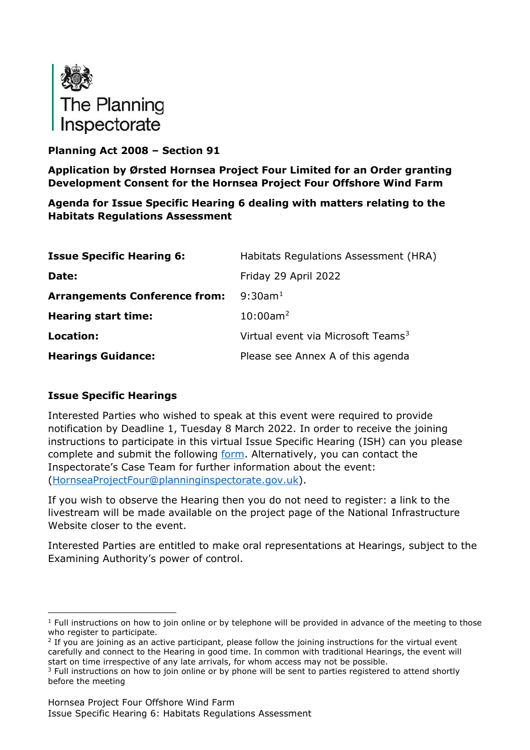The Planning Inspectorate

**Planning Act 2008 – Section 91**

**Application by Ørsted Hornsea Project Four Limited for an Order granting Development Consent for the Hornsea Project Four Offshore Wind Farm**

**Agenda for Issue Specific Hearing 6 dealing with matters relating to the Habitats Regulations Assessment**

| | |
|---|---|
| **Issue Specific Hearing 6:** | Habitats Regulations Assessment (HRA) |
| **Date:** | Friday 29 April 2022 |
| **Arrangements Conference from:** | 9:30am[1] |
| **Hearing start time:** | 10:00am[2] |
| **Location:** | Virtual event via Microsoft Teams[3] |
| **Hearings Guidance:** | Please see Annex A of this agenda |

## Issue Specific Hearings

Interested Parties who wished to speak at this event were required to provide notification by Deadline 1, Tuesday 8 March 2022. In order to receive the joining instructions to participate in this virtual Issue Specific Hearing (ISH) can you please complete and submit the following form. Alternatively, you can contact the Inspectorate's Case Team for further information about the event: (HornseaProjectFour@planninginspectorate.gov.uk).

If you wish to observe the Hearing then you do not need to register: a link to the livestream will be made available on the project page of the National Infrastructure Website closer to the event.

Interested Parties are entitled to make oral representations at Hearings, subject to the Examining Authority's power of control.

---

[1] Full instructions on how to join online or by telephone will be provided in advance of the meeting to those who register to participate.

[2] If you are joining as an active participant, please follow the joining instructions for the virtual event carefully and connect to the Hearing in good time. In common with traditional Hearings, the event will start on time irrespective of any late arrivals, for whom access may not be possible.

[3] Full instructions on how to join online or by phone will be sent to parties registered to attend shortly before the meeting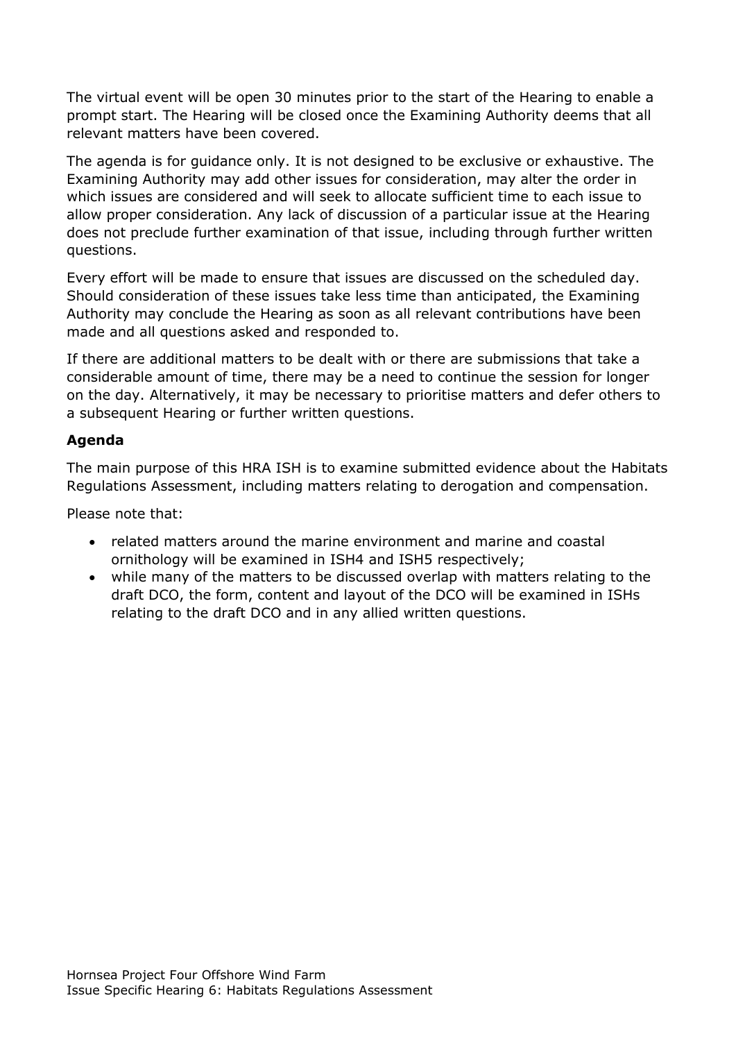The virtual event will be open 30 minutes prior to the start of the Hearing to enable a prompt start. The Hearing will be closed once the Examining Authority deems that all relevant matters have been covered.

The agenda is for guidance only. It is not designed to be exclusive or exhaustive. The Examining Authority may add other issues for consideration, may alter the order in which issues are considered and will seek to allocate sufficient time to each issue to allow proper consideration. Any lack of discussion of a particular issue at the Hearing does not preclude further examination of that issue, including through further written questions.

Every effort will be made to ensure that issues are discussed on the scheduled day. Should consideration of these issues take less time than anticipated, the Examining Authority may conclude the Hearing as soon as all relevant contributions have been made and all questions asked and responded to.

If there are additional matters to be dealt with or there are submissions that take a considerable amount of time, there may be a need to continue the session for longer on the day. Alternatively, it may be necessary to prioritise matters and defer others to a subsequent Hearing or further written questions.

**Agenda**

The main purpose of this HRA ISH is to examine submitted evidence about the Habitats Regulations Assessment, including matters relating to derogation and compensation.

Please note that:

- related matters around the marine environment and marine and coastal ornithology will be examined in ISH4 and ISH5 respectively;
- while many of the matters to be discussed overlap with matters relating to the draft DCO, the form, content and layout of the DCO will be examined in ISHs relating to the draft DCO and in any allied written questions.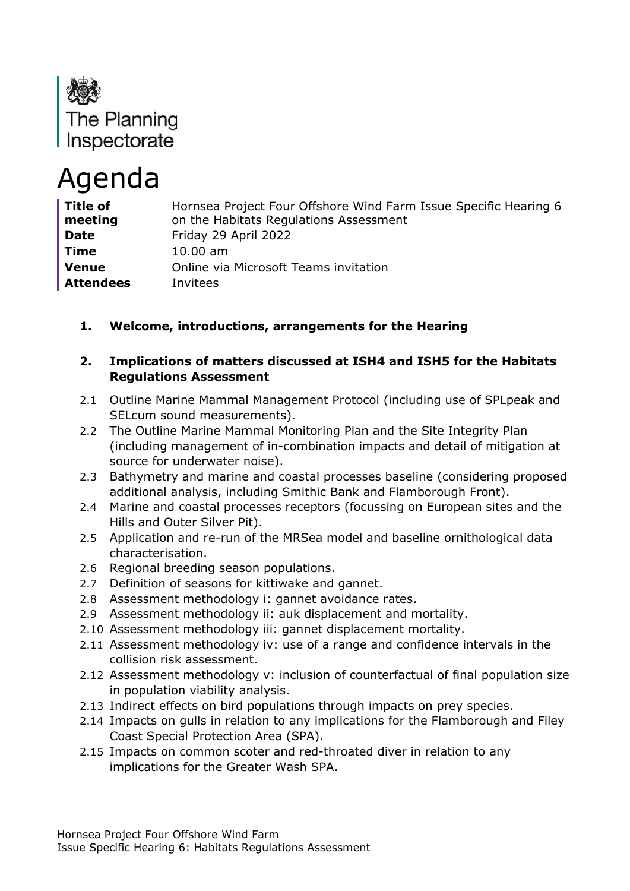The Planning Inspectorate

# Agenda

| | |
|---|---|
| **Title of meeting** | Hornsea Project Four Offshore Wind Farm Issue Specific Hearing 6 on the Habitats Regulations Assessment |
| **Date** | Friday 29 April 2022 |
| **Time** | 10.00 am |
| **Venue** | Online via Microsoft Teams invitation |
| **Attendees** | Invitees |

## 1. Welcome, introductions, arrangements for the Hearing

## 2. Implications of matters discussed at ISH4 and ISH5 for the Habitats Regulations Assessment

2.1 Outline Marine Mammal Management Protocol (including use of SPLpeak and SELcum sound measurements).

2.2 The Outline Marine Mammal Monitoring Plan and the Site Integrity Plan (including management of in-combination impacts and detail of mitigation at source for underwater noise).

2.3 Bathymetry and marine and coastal processes baseline (considering proposed additional analysis, including Smithic Bank and Flamborough Front).

2.4 Marine and coastal processes receptors (focussing on European sites and the Hills and Outer Silver Pit).

2.5 Application and re-run of the MRSea model and baseline ornithological data characterisation.

2.6 Regional breeding season populations.

2.7 Definition of seasons for kittiwake and gannet.

2.8 Assessment methodology i: gannet avoidance rates.

2.9 Assessment methodology ii: auk displacement and mortality.

2.10 Assessment methodology iii: gannet displacement mortality.

2.11 Assessment methodology iv: use of a range and confidence intervals in the collision risk assessment.

2.12 Assessment methodology v: inclusion of counterfactual of final population size in population viability analysis.

2.13 Indirect effects on bird populations through impacts on prey species.

2.14 Impacts on gulls in relation to any implications for the Flamborough and Filey Coast Special Protection Area (SPA).

2.15 Impacts on common scoter and red-throated diver in relation to any implications for the Greater Wash SPA.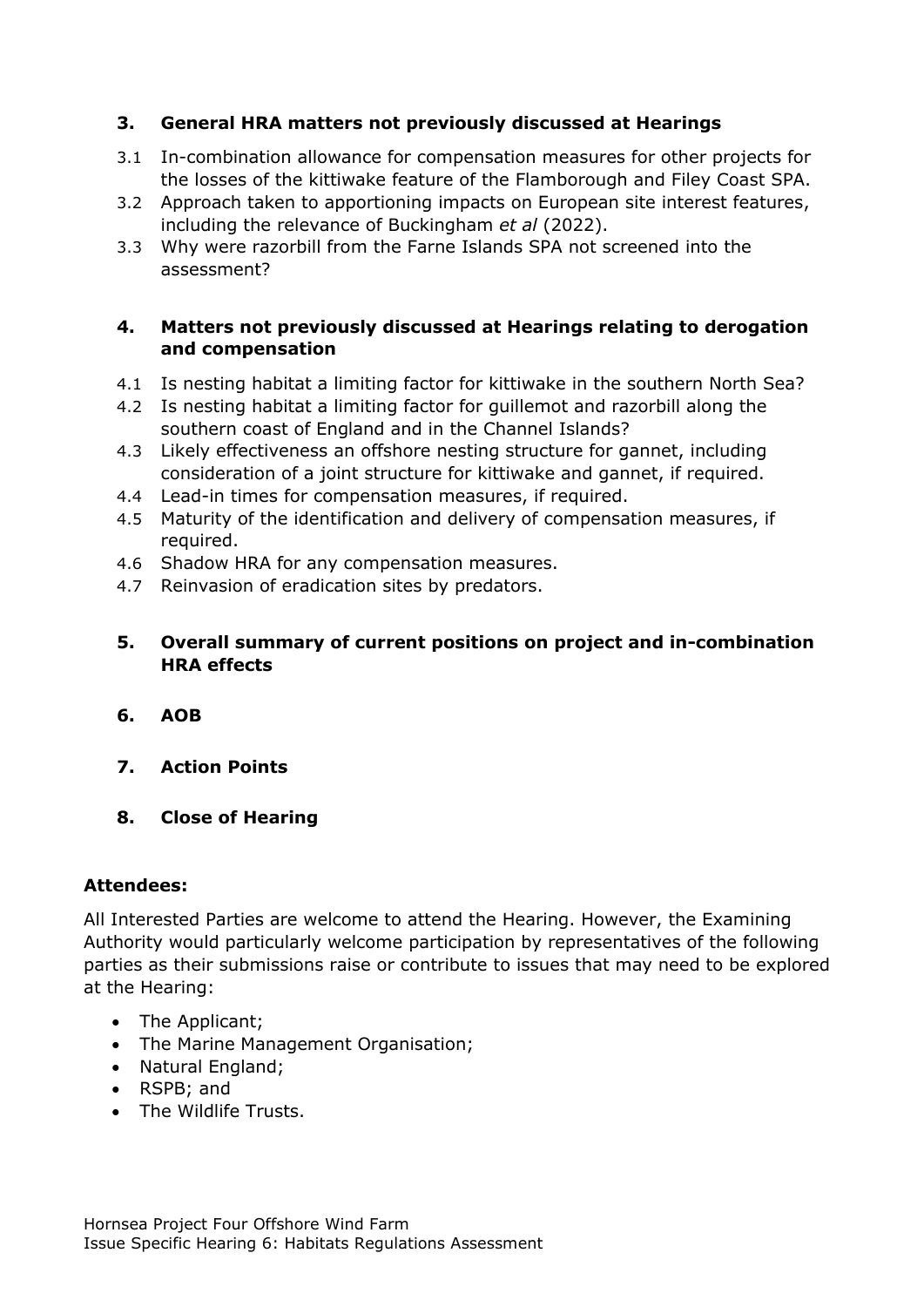## 3. General HRA matters not previously discussed at Hearings

3.1 In-combination allowance for compensation measures for other projects for the losses of the kittiwake feature of the Flamborough and Filey Coast SPA.

3.2 Approach taken to apportioning impacts on European site interest features, including the relevance of Buckingham *et al* (2022).

3.3 Why were razorbill from the Farne Islands SPA not screened into the assessment?

## 4. Matters not previously discussed at Hearings relating to derogation and compensation

4.1 Is nesting habitat a limiting factor for kittiwake in the southern North Sea?

4.2 Is nesting habitat a limiting factor for guillemot and razorbill along the southern coast of England and in the Channel Islands?

4.3 Likely effectiveness an offshore nesting structure for gannet, including consideration of a joint structure for kittiwake and gannet, if required.

4.4 Lead-in times for compensation measures, if required.

4.5 Maturity of the identification and delivery of compensation measures, if required.

4.6 Shadow HRA for any compensation measures.

4.7 Reinvasion of eradication sites by predators.

## 5. Overall summary of current positions on project and in-combination HRA effects

## 6. AOB

## 7. Action Points

## 8. Close of Hearing

**Attendees:**

All Interested Parties are welcome to attend the Hearing. However, the Examining Authority would particularly welcome participation by representatives of the following parties as their submissions raise or contribute to issues that may need to be explored at the Hearing:

- The Applicant;
- The Marine Management Organisation;
- Natural England;
- RSPB; and
- The Wildlife Trusts.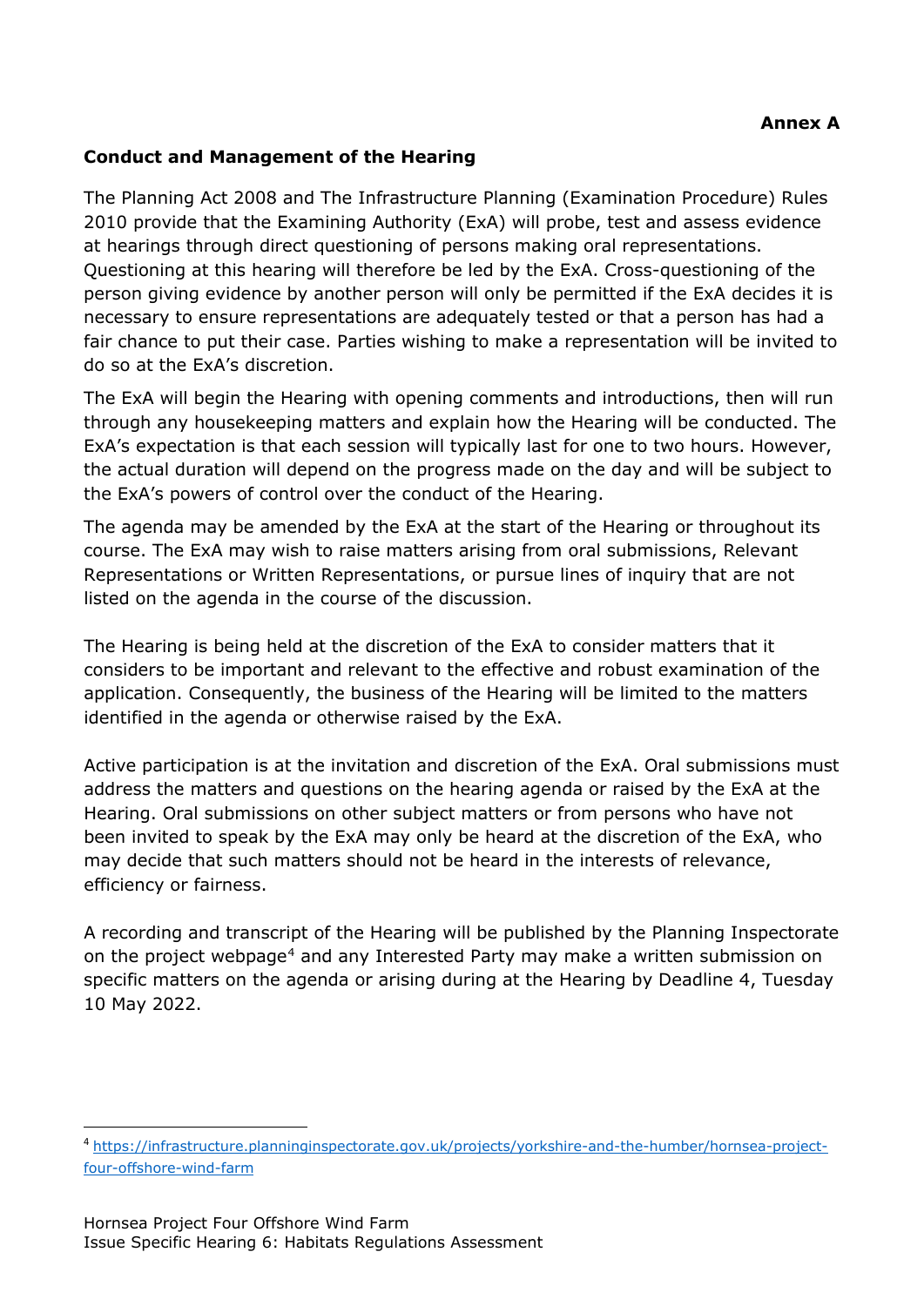**Annex A**

**Conduct and Management of the Hearing**

The Planning Act 2008 and The Infrastructure Planning (Examination Procedure) Rules 2010 provide that the Examining Authority (ExA) will probe, test and assess evidence at hearings through direct questioning of persons making oral representations. Questioning at this hearing will therefore be led by the ExA. Cross-questioning of the person giving evidence by another person will only be permitted if the ExA decides it is necessary to ensure representations are adequately tested or that a person has had a fair chance to put their case. Parties wishing to make a representation will be invited to do so at the ExA's discretion.

The ExA will begin the Hearing with opening comments and introductions, then will run through any housekeeping matters and explain how the Hearing will be conducted. The ExA's expectation is that each session will typically last for one to two hours. However, the actual duration will depend on the progress made on the day and will be subject to the ExA's powers of control over the conduct of the Hearing.

The agenda may be amended by the ExA at the start of the Hearing or throughout its course. The ExA may wish to raise matters arising from oral submissions, Relevant Representations or Written Representations, or pursue lines of inquiry that are not listed on the agenda in the course of the discussion.

The Hearing is being held at the discretion of the ExA to consider matters that it considers to be important and relevant to the effective and robust examination of the application. Consequently, the business of the Hearing will be limited to the matters identified in the agenda or otherwise raised by the ExA.

Active participation is at the invitation and discretion of the ExA. Oral submissions must address the matters and questions on the hearing agenda or raised by the ExA at the Hearing. Oral submissions on other subject matters or from persons who have not been invited to speak by the ExA may only be heard at the discretion of the ExA, who may decide that such matters should not be heard in the interests of relevance, efficiency or fairness.

A recording and transcript of the Hearing will be published by the Planning Inspectorate on the project webpage[4] and any Interested Party may make a written submission on specific matters on the agenda or arising during at the Hearing by Deadline 4, Tuesday 10 May 2022.

[4] https://infrastructure.planninginspectorate.gov.uk/projects/yorkshire-and-the-humber/hornsea-project-four-offshore-wind-farm